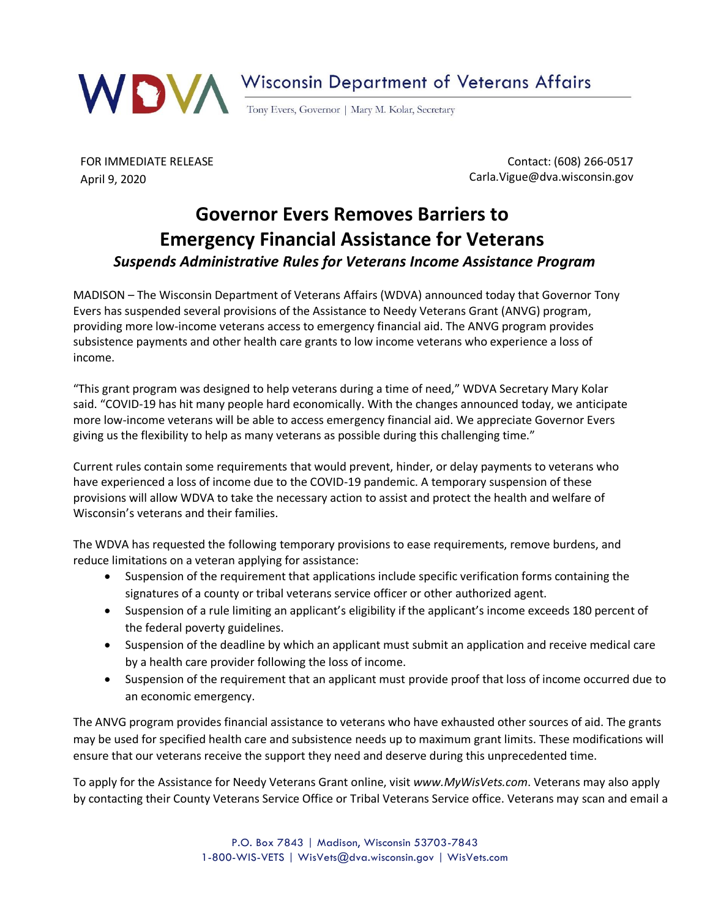**WDVA** Wisconsin Department of Veterans Affairs

Tony Evers, Governor | Mary M. Kolar, Secretary

FOR IMMEDIATE RELEASE
April 9, 2020

Contact: (608) 266-0517
Carla.Vigue@dva.wisconsin.gov

# Governor Evers Removes Barriers to Emergency Financial Assistance for Veterans

### *Suspends Administrative Rules for Veterans Income Assistance Program*

MADISON – The Wisconsin Department of Veterans Affairs (WDVA) announced today that Governor Tony Evers has suspended several provisions of the Assistance to Needy Veterans Grant (ANVG) program, providing more low-income veterans access to emergency financial aid. The ANVG program provides subsistence payments and other health care grants to low income veterans who experience a loss of income.

"This grant program was designed to help veterans during a time of need," WDVA Secretary Mary Kolar said. "COVID-19 has hit many people hard economically. With the changes announced today, we anticipate more low-income veterans will be able to access emergency financial aid. We appreciate Governor Evers giving us the flexibility to help as many veterans as possible during this challenging time."

Current rules contain some requirements that would prevent, hinder, or delay payments to veterans who have experienced a loss of income due to the COVID-19 pandemic. A temporary suspension of these provisions will allow WDVA to take the necessary action to assist and protect the health and welfare of Wisconsin's veterans and their families.

The WDVA has requested the following temporary provisions to ease requirements, remove burdens, and reduce limitations on a veteran applying for assistance:

- Suspension of the requirement that applications include specific verification forms containing the signatures of a county or tribal veterans service officer or other authorized agent.
- Suspension of a rule limiting an applicant's eligibility if the applicant's income exceeds 180 percent of the federal poverty guidelines.
- Suspension of the deadline by which an applicant must submit an application and receive medical care by a health care provider following the loss of income.
- Suspension of the requirement that an applicant must provide proof that loss of income occurred due to an economic emergency.

The ANVG program provides financial assistance to veterans who have exhausted other sources of aid. The grants may be used for specified health care and subsistence needs up to maximum grant limits. These modifications will ensure that our veterans receive the support they need and deserve during this unprecedented time.

To apply for the Assistance for Needy Veterans Grant online, visit *www.MyWisVets.com*. Veterans may also apply by contacting their County Veterans Service Office or Tribal Veterans Service office. Veterans may scan and email a

P.O. Box 7843 | Madison, Wisconsin 53703-7843
1-800-WIS-VETS | WisVets@dva.wisconsin.gov | WisVets.com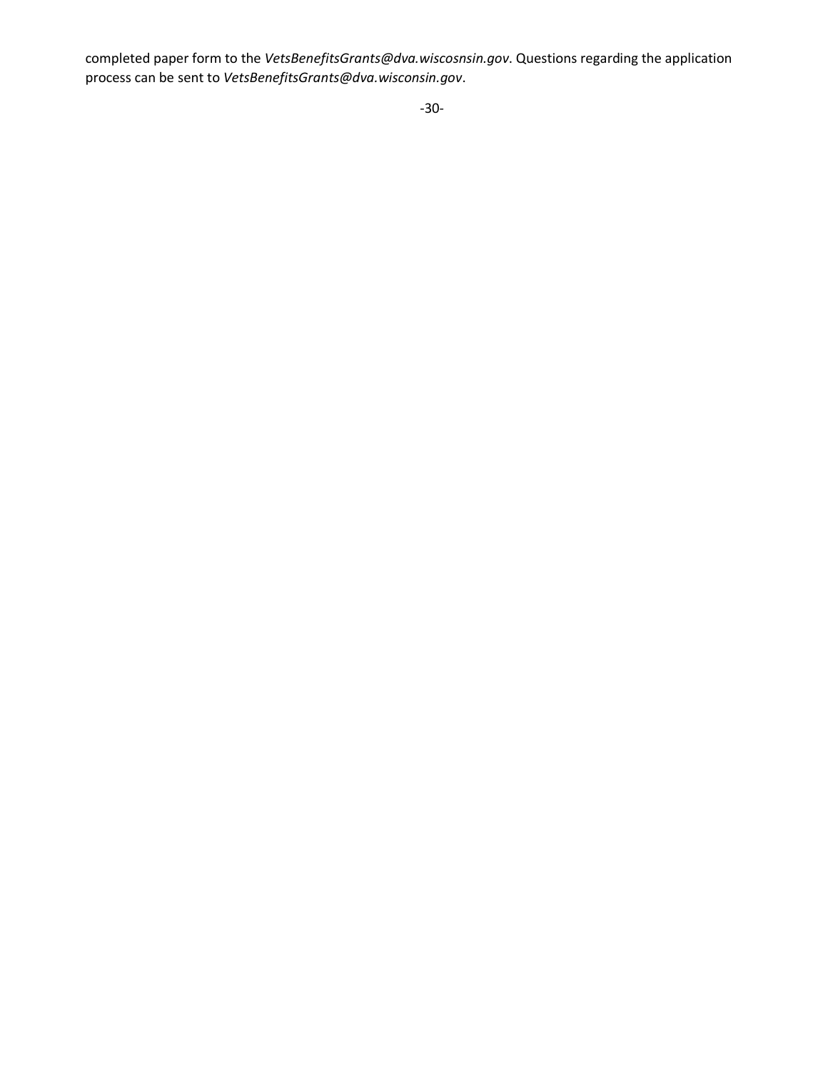completed paper form to the *VetsBenefitsGrants@dva.wiscosnsin.gov*. Questions regarding the application process can be sent to *VetsBenefitsGrants@dva.wisconsin.gov*.

-30-